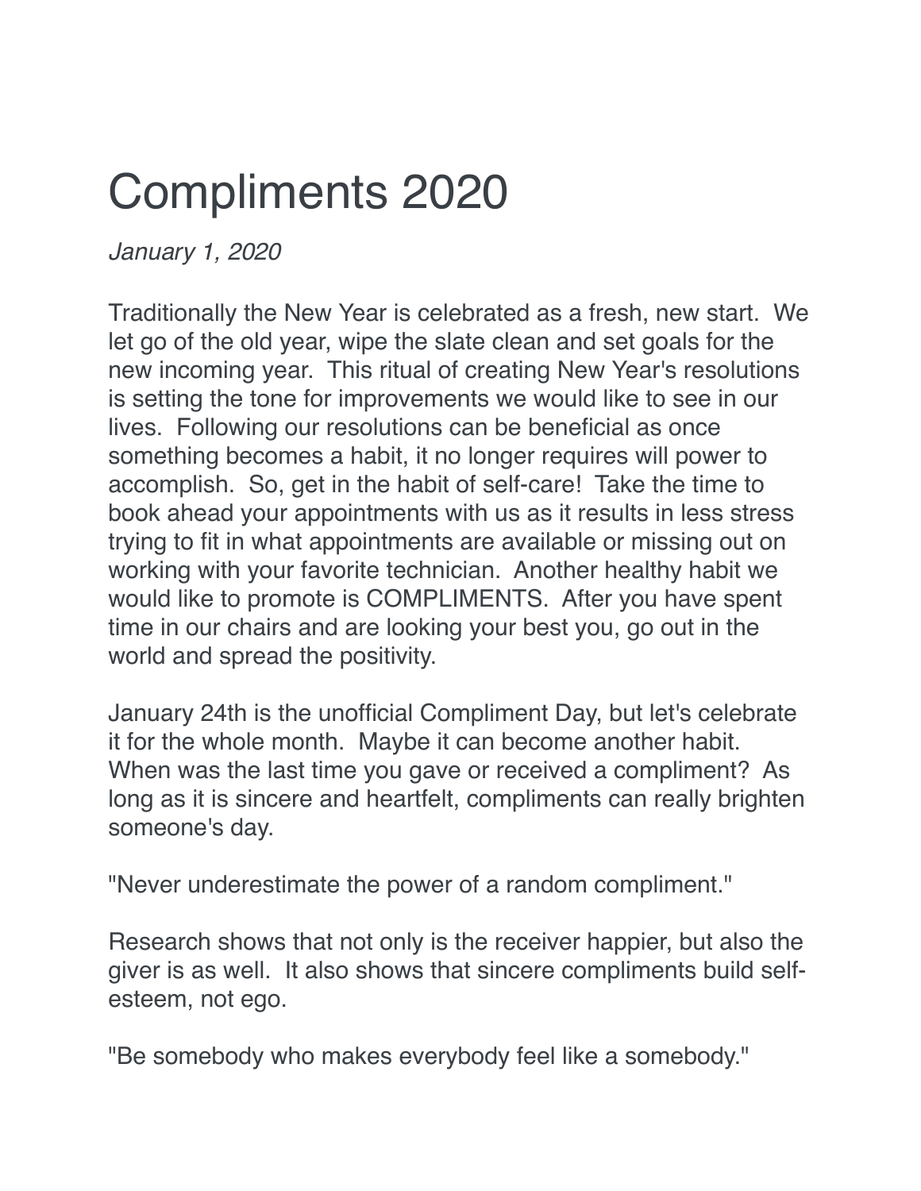# Compliments 2020

*January 1, 2020*

Traditionally the New Year is celebrated as a fresh, new start. We let go of the old year, wipe the slate clean and set goals for the new incoming year. This ritual of creating New Year's resolutions is setting the tone for improvements we would like to see in our lives. Following our resolutions can be beneficial as once something becomes a habit, it no longer requires will power to accomplish. So, get in the habit of self-care! Take the time to book ahead your appointments with us as it results in less stress trying to fit in what appointments are available or missing out on working with your favorite technician. Another healthy habit we would like to promote is COMPLIMENTS. After you have spent time in our chairs and are looking your best you, go out in the world and spread the positivity.

January 24th is the unofficial Compliment Day, but let's celebrate it for the whole month. Maybe it can become another habit. When was the last time you gave or received a compliment? As long as it is sincere and heartfelt, compliments can really brighten someone's day.

"Never underestimate the power of a random compliment."

Research shows that not only is the receiver happier, but also the giver is as well. It also shows that sincere compliments build self-esteem, not ego.

"Be somebody who makes everybody feel like a somebody."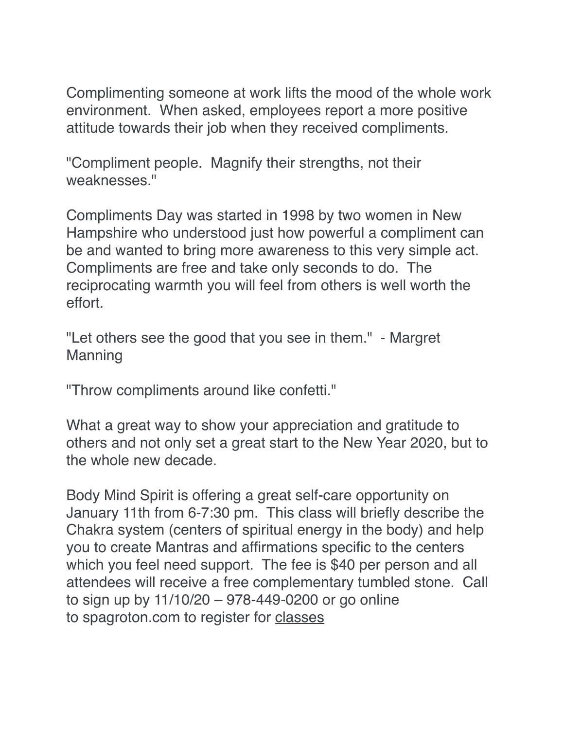Complimenting someone at work lifts the mood of the whole work environment. When asked, employees report a more positive attitude towards their job when they received compliments.

"Compliment people. Magnify their strengths, not their weaknesses."

Compliments Day was started in 1998 by two women in New Hampshire who understood just how powerful a compliment can be and wanted to bring more awareness to this very simple act. Compliments are free and take only seconds to do. The reciprocating warmth you will feel from others is well worth the effort.

"Let others see the good that you see in them." - Margret Manning

"Throw compliments around like confetti."

What a great way to show your appreciation and gratitude to others and not only set a great start to the New Year 2020, but to the whole new decade.

Body Mind Spirit is offering a great self-care opportunity on January 11th from 6-7:30 pm. This class will briefly describe the Chakra system (centers of spiritual energy in the body) and help you to create Mantras and affirmations specific to the centers which you feel need support. The fee is $40 per person and all attendees will receive a free complementary tumbled stone. Call to sign up by 11/10/20 – 978-449-0200 or go online to spagroton.com to register for classes